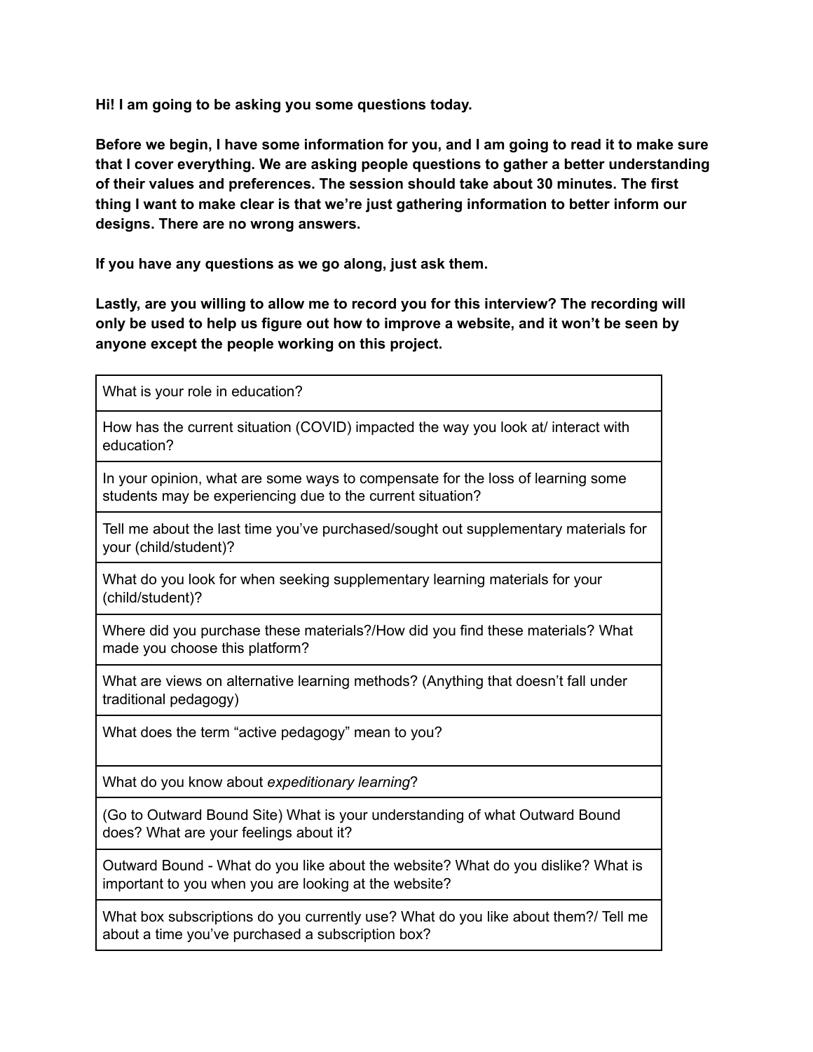**Hi! I am going to be asking you some questions today.**

**Before we begin, I have some information for you, and I am going to read it to make sure that I cover everything. We are asking people questions to gather a better understanding of their values and preferences. The session should take about 30 minutes. The first thing I want to make clear is that we're just gathering information to better inform our designs. There are no wrong answers.**

**If you have any questions as we go along, just ask them.**

**Lastly, are you willing to allow me to record you for this interview? The recording will only be used to help us figure out how to improve a website, and it won't be seen by anyone except the people working on this project.**

| |
|---|
| What is your role in education? |
| How has the current situation (COVID) impacted the way you look at/ interact with education? |
| In your opinion, what are some ways to compensate for the loss of learning some students may be experiencing due to the current situation? |
| Tell me about the last time you've purchased/sought out supplementary materials for your (child/student)? |
| What do you look for when seeking supplementary learning materials for your (child/student)? |
| Where did you purchase these materials?/How did you find these materials? What made you choose this platform? |
| What are views on alternative learning methods? (Anything that doesn't fall under traditional pedagogy) |
| What does the term "active pedagogy" mean to you? |
| What do you know about *expeditionary learning*? |
| (Go to Outward Bound Site) What is your understanding of what Outward Bound does? What are your feelings about it? |
| Outward Bound - What do you like about the website? What do you dislike? What is important to you when you are looking at the website? |
| What box subscriptions do you currently use? What do you like about them?/ Tell me about a time you've purchased a subscription box? |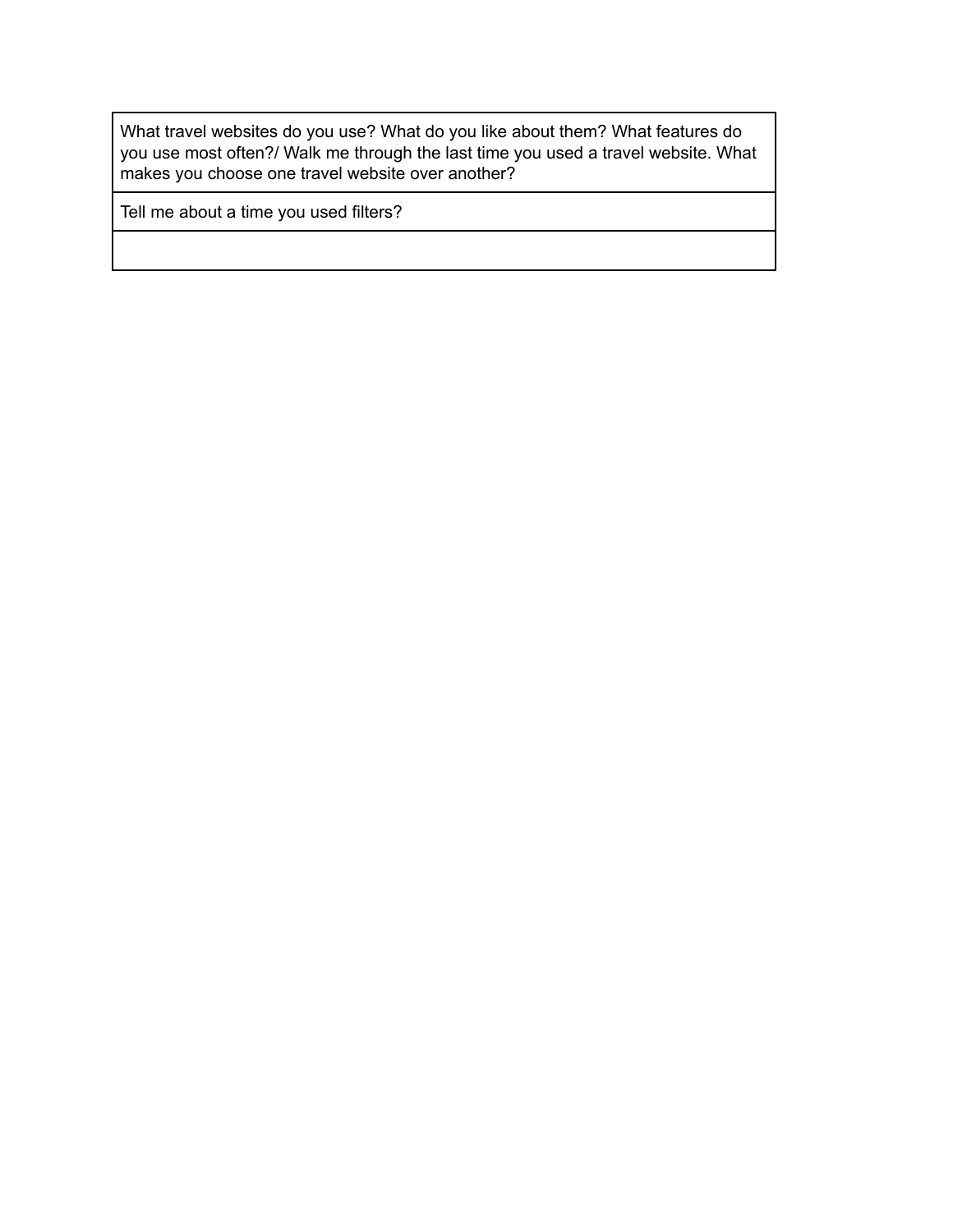| |
|---|
| What travel websites do you use? What do you like about them? What features do you use most often?/ Walk me through the last time you used a travel website. What makes you choose one travel website over another? |
| Tell me about a time you used filters? |
| |